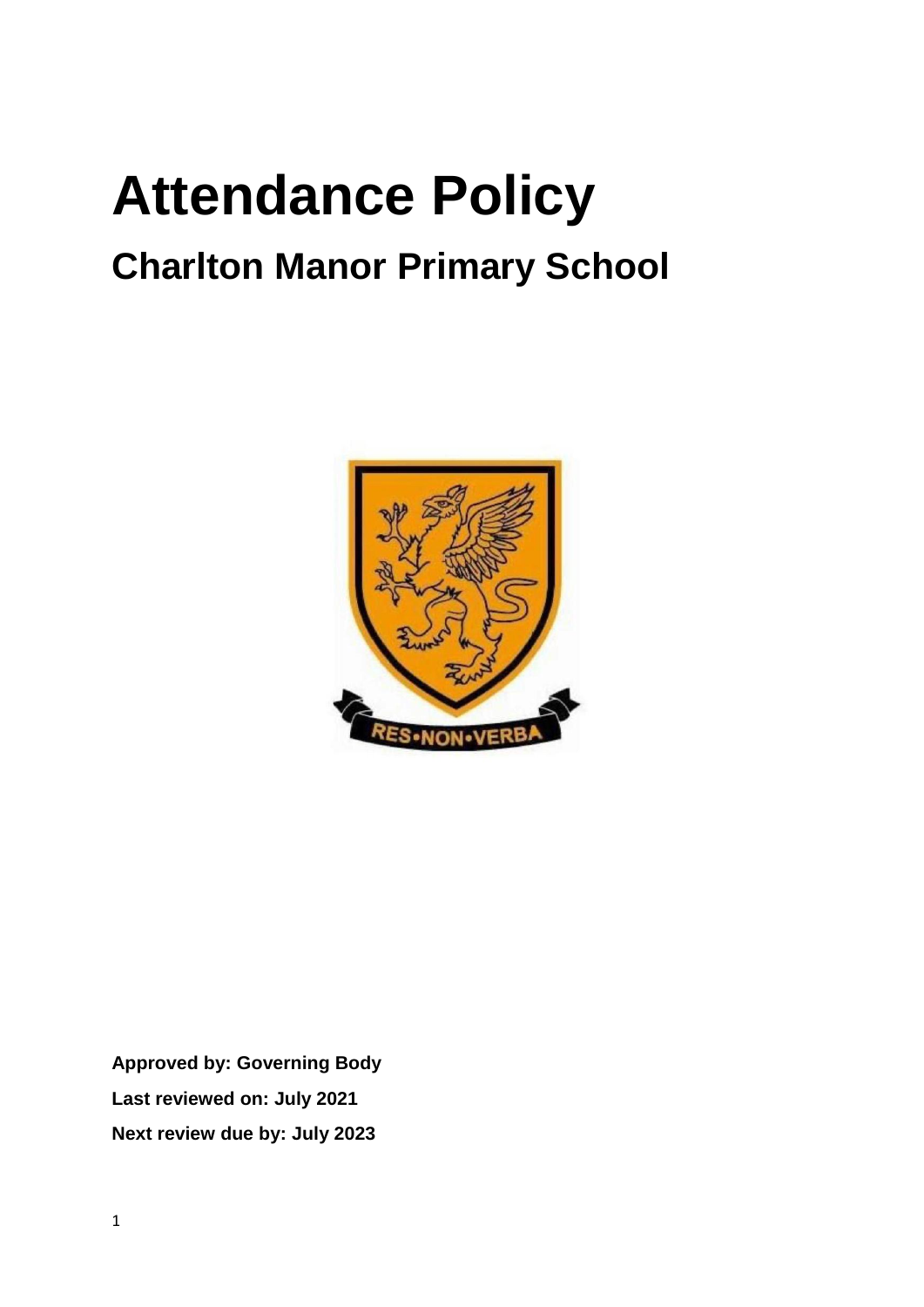# Attendance Policy

## Charlton Manor Primary School

**Approved by: Governing Body**

**Last reviewed on: July 2021**

**Next review due by: July 2023**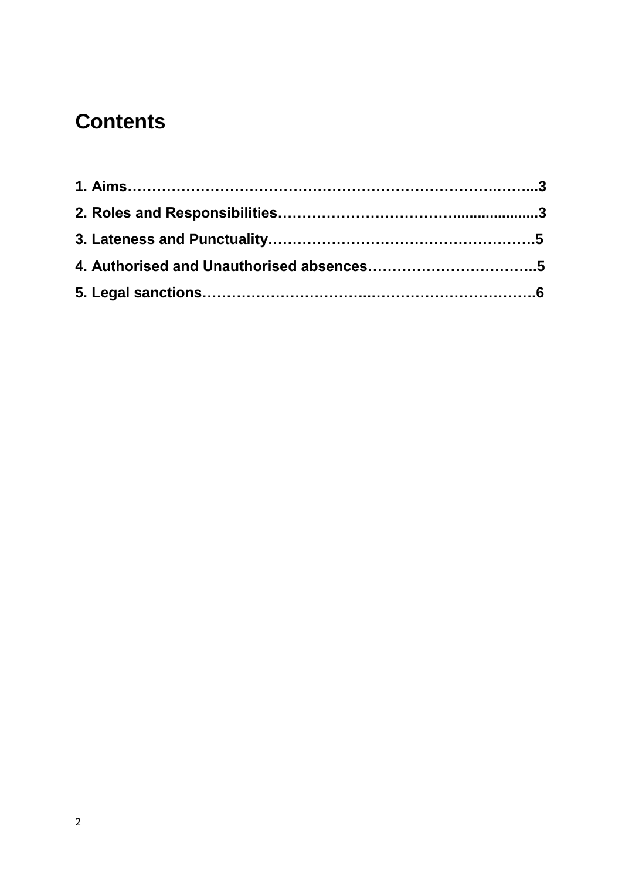# Contents

**1. Aims…………………………………………………………………….……..3**

**2. Roles and Responsibilities……………………………......................3**

**3. Lateness and Punctuality……………………………………………….5**

**4. Authorised and Unauthorised absences……………………………..5**

**5. Legal sanctions……………………………..……………………………6**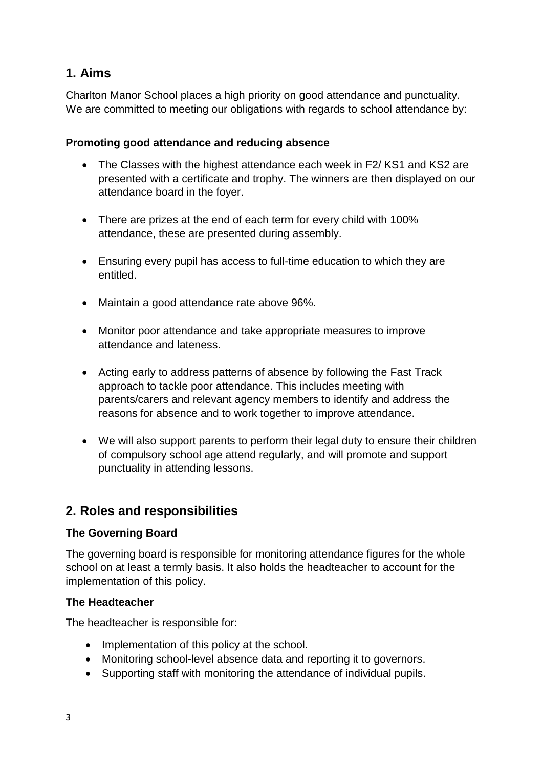## 1. Aims

Charlton Manor School places a high priority on good attendance and punctuality. We are committed to meeting our obligations with regards to school attendance by:

**Promoting good attendance and reducing absence**

- The Classes with the highest attendance each week in F2/ KS1 and KS2 are presented with a certificate and trophy. The winners are then displayed on our attendance board in the foyer.
- There are prizes at the end of each term for every child with 100% attendance, these are presented during assembly.
- Ensuring every pupil has access to full-time education to which they are entitled.
- Maintain a good attendance rate above 96%.
- Monitor poor attendance and take appropriate measures to improve attendance and lateness.
- Acting early to address patterns of absence by following the Fast Track approach to tackle poor attendance. This includes meeting with parents/carers and relevant agency members to identify and address the reasons for absence and to work together to improve attendance.
- We will also support parents to perform their legal duty to ensure their children of compulsory school age attend regularly, and will promote and support punctuality in attending lessons.

## 2. Roles and responsibilities

**The Governing Board**

The governing board is responsible for monitoring attendance figures for the whole school on at least a termly basis. It also holds the headteacher to account for the implementation of this policy.

**The Headteacher**

The headteacher is responsible for:

- Implementation of this policy at the school.
- Monitoring school-level absence data and reporting it to governors.
- Supporting staff with monitoring the attendance of individual pupils.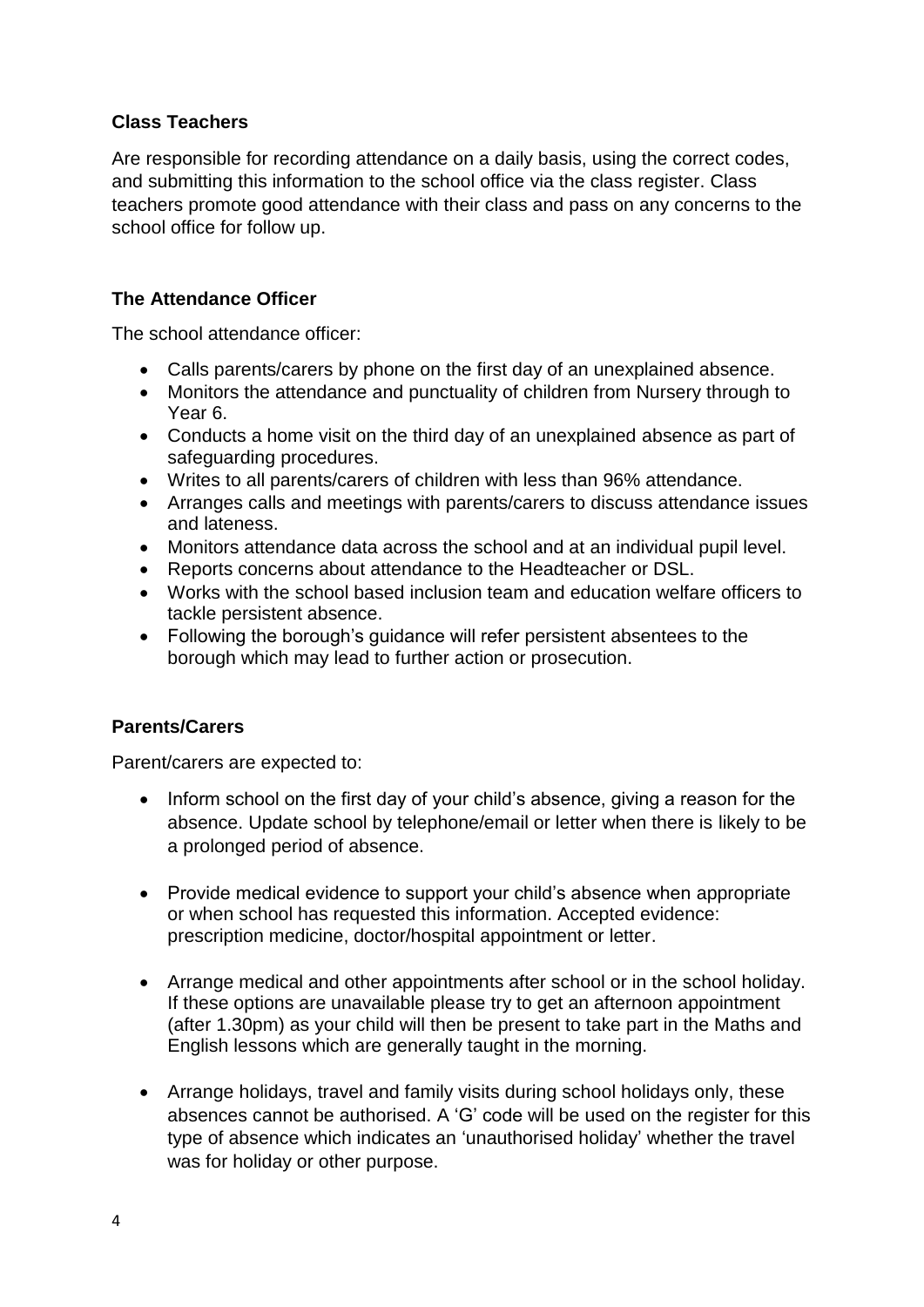### Class Teachers

Are responsible for recording attendance on a daily basis, using the correct codes, and submitting this information to the school office via the class register. Class teachers promote good attendance with their class and pass on any concerns to the school office for follow up.

### The Attendance Officer

The school attendance officer:

- Calls parents/carers by phone on the first day of an unexplained absence.
- Monitors the attendance and punctuality of children from Nursery through to Year 6.
- Conducts a home visit on the third day of an unexplained absence as part of safeguarding procedures.
- Writes to all parents/carers of children with less than 96% attendance.
- Arranges calls and meetings with parents/carers to discuss attendance issues and lateness.
- Monitors attendance data across the school and at an individual pupil level.
- Reports concerns about attendance to the Headteacher or DSL.
- Works with the school based inclusion team and education welfare officers to tackle persistent absence.
- Following the borough's guidance will refer persistent absentees to the borough which may lead to further action or prosecution.

### Parents/Carers

Parent/carers are expected to:

- Inform school on the first day of your child's absence, giving a reason for the absence. Update school by telephone/email or letter when there is likely to be a prolonged period of absence.

- Provide medical evidence to support your child's absence when appropriate or when school has requested this information. Accepted evidence: prescription medicine, doctor/hospital appointment or letter.

- Arrange medical and other appointments after school or in the school holiday. If these options are unavailable please try to get an afternoon appointment (after 1.30pm) as your child will then be present to take part in the Maths and English lessons which are generally taught in the morning.

- Arrange holidays, travel and family visits during school holidays only, these absences cannot be authorised. A 'G' code will be used on the register for this type of absence which indicates an 'unauthorised holiday' whether the travel was for holiday or other purpose.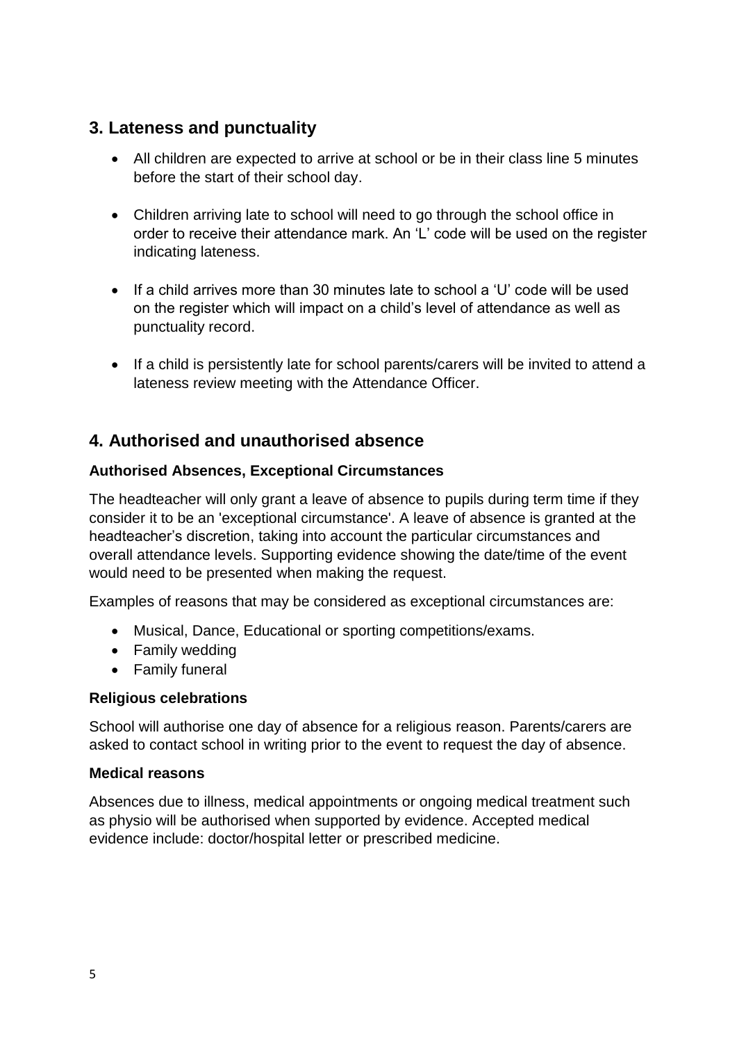## 3. Lateness and punctuality

- All children are expected to arrive at school or be in their class line 5 minutes before the start of their school day.
- Children arriving late to school will need to go through the school office in order to receive their attendance mark. An 'L' code will be used on the register indicating lateness.
- If a child arrives more than 30 minutes late to school a 'U' code will be used on the register which will impact on a child's level of attendance as well as punctuality record.
- If a child is persistently late for school parents/carers will be invited to attend a lateness review meeting with the Attendance Officer.

## 4. Authorised and unauthorised absence

**Authorised Absences, Exceptional Circumstances**

The headteacher will only grant a leave of absence to pupils during term time if they consider it to be an 'exceptional circumstance'. A leave of absence is granted at the headteacher's discretion, taking into account the particular circumstances and overall attendance levels. Supporting evidence showing the date/time of the event would need to be presented when making the request.

Examples of reasons that may be considered as exceptional circumstances are:

- Musical, Dance, Educational or sporting competitions/exams.
- Family wedding
- Family funeral

**Religious celebrations**

School will authorise one day of absence for a religious reason. Parents/carers are asked to contact school in writing prior to the event to request the day of absence.

**Medical reasons**

Absences due to illness, medical appointments or ongoing medical treatment such as physio will be authorised when supported by evidence. Accepted medical evidence include: doctor/hospital letter or prescribed medicine.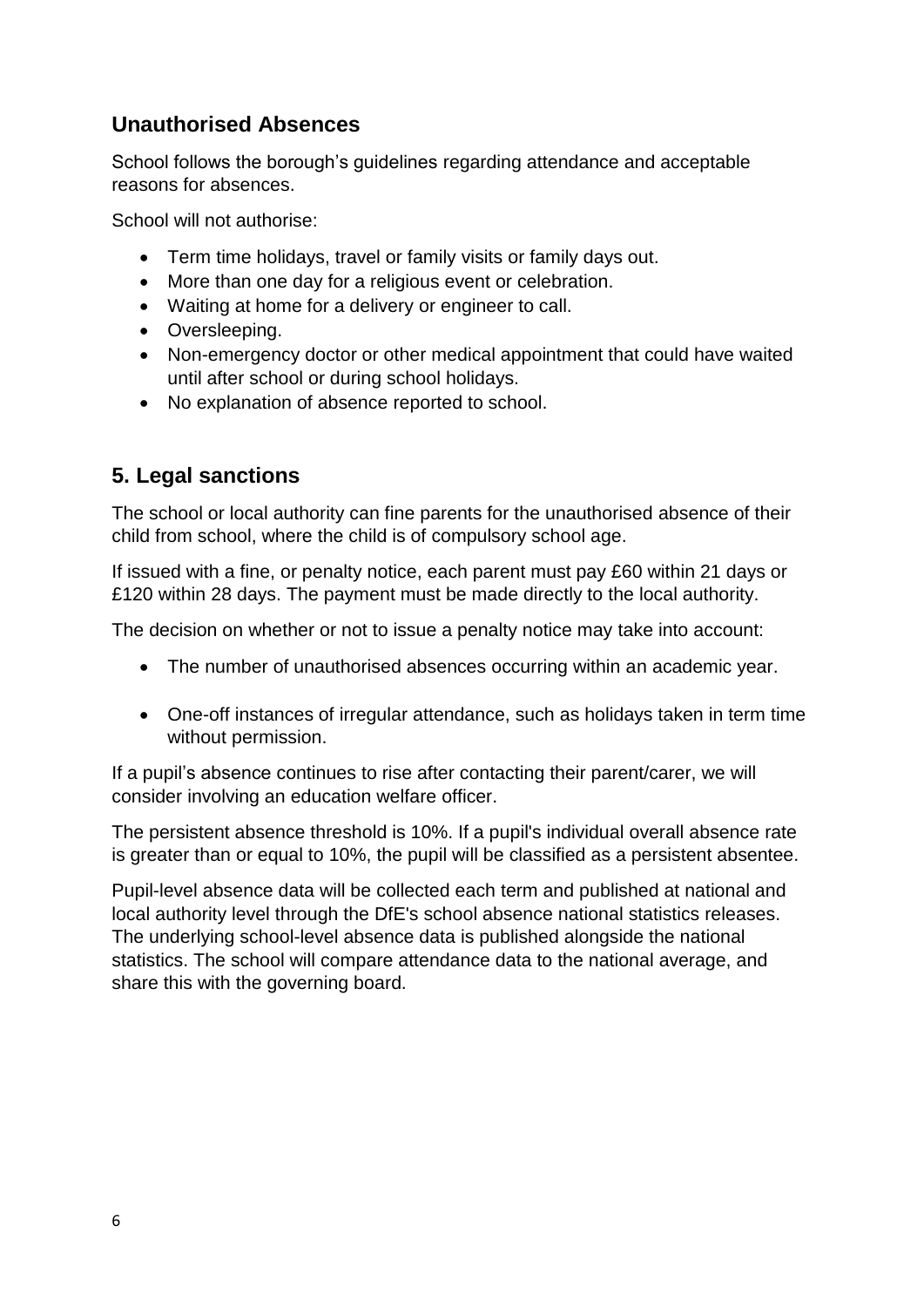## Unauthorised Absences

School follows the borough's guidelines regarding attendance and acceptable reasons for absences.

School will not authorise:

- Term time holidays, travel or family visits or family days out.
- More than one day for a religious event or celebration.
- Waiting at home for a delivery or engineer to call.
- Oversleeping.
- Non-emergency doctor or other medical appointment that could have waited until after school or during school holidays.
- No explanation of absence reported to school.

## 5. Legal sanctions

The school or local authority can fine parents for the unauthorised absence of their child from school, where the child is of compulsory school age.

If issued with a fine, or penalty notice, each parent must pay £60 within 21 days or £120 within 28 days. The payment must be made directly to the local authority.

The decision on whether or not to issue a penalty notice may take into account:

- The number of unauthorised absences occurring within an academic year.
- One-off instances of irregular attendance, such as holidays taken in term time without permission.

If a pupil's absence continues to rise after contacting their parent/carer, we will consider involving an education welfare officer.

The persistent absence threshold is 10%. If a pupil's individual overall absence rate is greater than or equal to 10%, the pupil will be classified as a persistent absentee.

Pupil-level absence data will be collected each term and published at national and local authority level through the DfE's school absence national statistics releases. The underlying school-level absence data is published alongside the national statistics. The school will compare attendance data to the national average, and share this with the governing board.